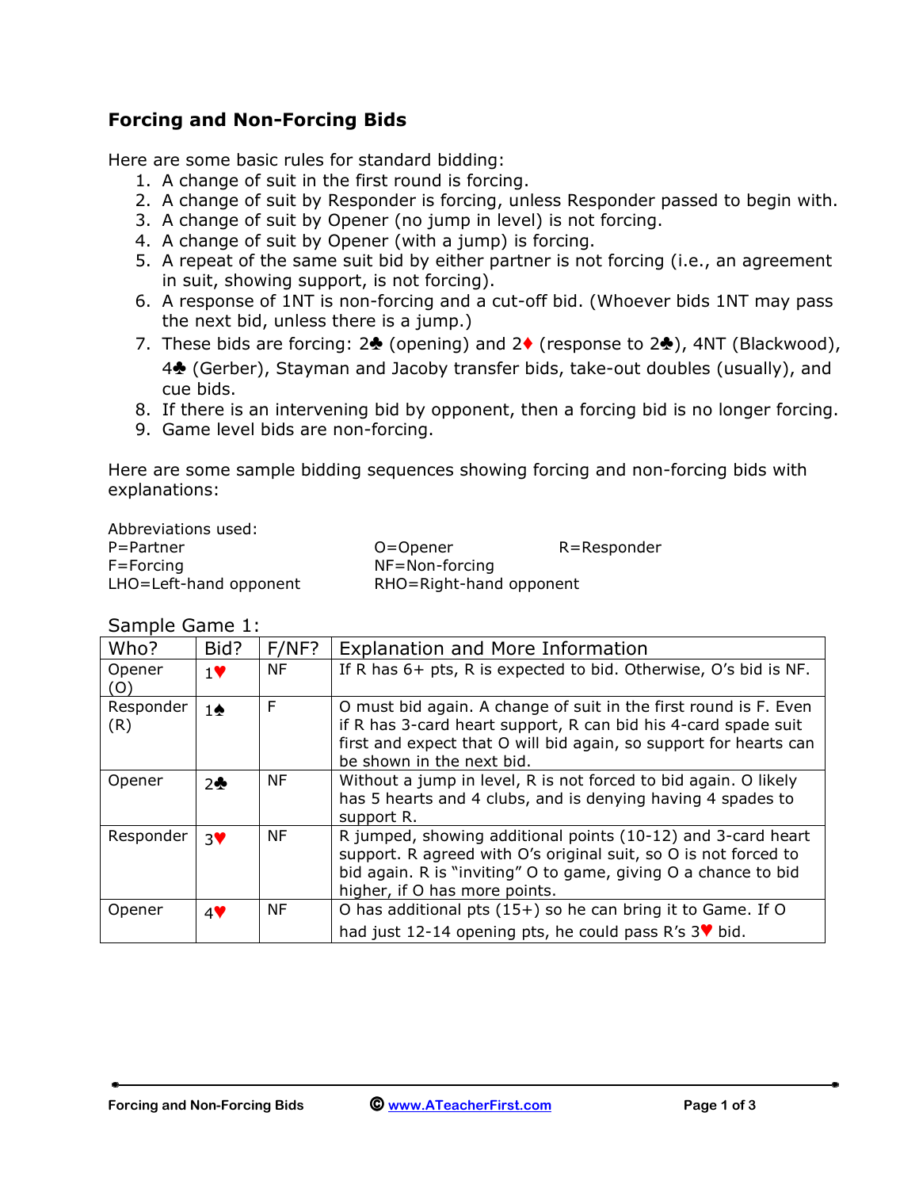## Forcing and Non-Forcing Bids

Here are some basic rules for standard bidding:

1. A change of suit in the first round is forcing.
2. A change of suit by Responder is forcing, unless Responder passed to begin with.
3. A change of suit by Opener (no jump in level) is not forcing.
4. A change of suit by Opener (with a jump) is forcing.
5. A repeat of the same suit bid by either partner is not forcing (i.e., an agreement in suit, showing support, is not forcing).
6. A response of 1NT is non-forcing and a cut-off bid. (Whoever bids 1NT may pass the next bid, unless there is a jump.)
7. These bids are forcing: 2♣ (opening) and 2♦ (response to 2♣), 4NT (Blackwood), 4♣ (Gerber), Stayman and Jacoby transfer bids, take-out doubles (usually), and cue bids.
8. If there is an intervening bid by opponent, then a forcing bid is no longer forcing.
9. Game level bids are non-forcing.

Here are some sample bidding sequences showing forcing and non-forcing bids with explanations:

Abbreviations used:

P=Partner
O=Opener
R=Responder
F=Forcing
NF=Non-forcing
LHO=Left-hand opponent
RHO=Right-hand opponent

Sample Game 1:

| Who? | Bid? | F/NF? | Explanation and More Information |
|---|---|---|---|
| Opener (O) | 1♥ | NF | If R has 6+ pts, R is expected to bid. Otherwise, O's bid is NF. |
| Responder (R) | 1♠ | F | O must bid again. A change of suit in the first round is F. Even if R has 3-card heart support, R can bid his 4-card spade suit first and expect that O will bid again, so support for hearts can be shown in the next bid. |
| Opener | 2♣ | NF | Without a jump in level, R is not forced to bid again. O likely has 5 hearts and 4 clubs, and is denying having 4 spades to support R. |
| Responder | 3♥ | NF | R jumped, showing additional points (10-12) and 3-card heart support. R agreed with O's original suit, so O is not forced to bid again. R is "inviting" O to game, giving O a chance to bid higher, if O has more points. |
| Opener | 4♥ | NF | O has additional pts (15+) so he can bring it to Game. If O had just 12-14 opening pts, he could pass R's 3♥ bid. |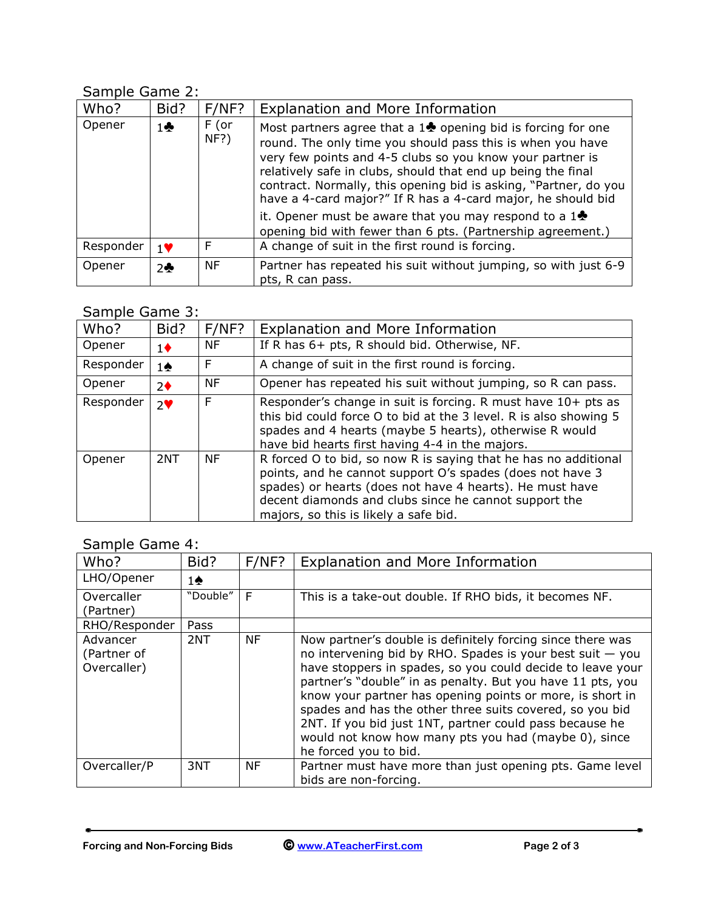Sample Game 2:

| Who? | Bid? | F/NF? | Explanation and More Information |
|---|---|---|---|
| Opener | 1♣ | F (or NF?) | Most partners agree that a 1♣ opening bid is forcing for one round. The only time you should pass this is when you have very few points and 4-5 clubs so you know your partner is relatively safe in clubs, should that end up being the final contract. Normally, this opening bid is asking, "Partner, do you have a 4-card major?" If R has a 4-card major, he should bid it. Opener must be aware that you may respond to a 1♣ opening bid with fewer than 6 pts. (Partnership agreement.) |
| Responder | 1♥ | F | A change of suit in the first round is forcing. |
| Opener | 2♣ | NF | Partner has repeated his suit without jumping, so with just 6-9 pts, R can pass. |

Sample Game 3:

| Who? | Bid? | F/NF? | Explanation and More Information |
|---|---|---|---|
| Opener | 1♦ | NF | If R has 6+ pts, R should bid. Otherwise, NF. |
| Responder | 1♠ | F | A change of suit in the first round is forcing. |
| Opener | 2♦ | NF | Opener has repeated his suit without jumping, so R can pass. |
| Responder | 2♥ | F | Responder's change in suit is forcing. R must have 10+ pts as this bid could force O to bid at the 3 level. R is also showing 5 spades and 4 hearts (maybe 5 hearts), otherwise R would have bid hearts first having 4-4 in the majors. |
| Opener | 2NT | NF | R forced O to bid, so now R is saying that he has no additional points, and he cannot support O's spades (does not have 3 spades) or hearts (does not have 4 hearts). He must have decent diamonds and clubs since he cannot support the majors, so this is likely a safe bid. |

Sample Game 4:

| Who? | Bid? | F/NF? | Explanation and More Information |
|---|---|---|---|
| LHO/Opener | 1♠ | | |
| Overcaller (Partner) | "Double" | F | This is a take-out double. If RHO bids, it becomes NF. |
| RHO/Responder | Pass | | |
| Advancer (Partner of Overcaller) | 2NT | NF | Now partner's double is definitely forcing since there was no intervening bid by RHO. Spades is your best suit — you have stoppers in spades, so you could decide to leave your partner's "double" in as penalty. But you have 11 pts, you know your partner has opening points or more, is short in spades and has the other three suits covered, so you bid 2NT. If you bid just 1NT, partner could pass because he would not know how many pts you had (maybe 0), since he forced you to bid. |
| Overcaller/P | 3NT | NF | Partner must have more than just opening pts. Game level bids are non-forcing. |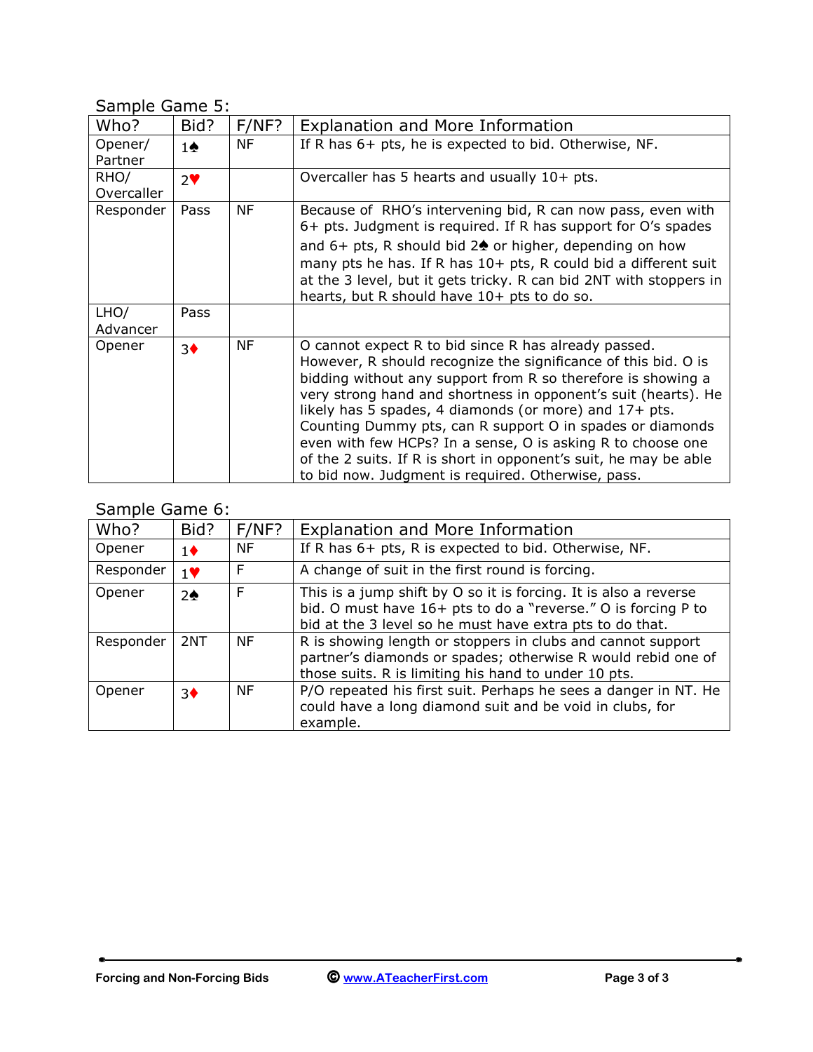Sample Game 5:

| Who? | Bid? | F/NF? | Explanation and More Information |
|---|---|---|---|
| Opener/ Partner | 1♠ | NF | If R has 6+ pts, he is expected to bid. Otherwise, NF. |
| RHO/ Overcaller | 2♥ | | Overcaller has 5 hearts and usually 10+ pts. |
| Responder | Pass | NF | Because of RHO's intervening bid, R can now pass, even with 6+ pts. Judgment is required. If R has support for O's spades and 6+ pts, R should bid 2♠ or higher, depending on how many pts he has. If R has 10+ pts, R could bid a different suit at the 3 level, but it gets tricky. R can bid 2NT with stoppers in hearts, but R should have 10+ pts to do so. |
| LHO/ Advancer | Pass | | |
| Opener | 3♦ | NF | O cannot expect R to bid since R has already passed. However, R should recognize the significance of this bid. O is bidding without any support from R so therefore is showing a very strong hand and shortness in opponent's suit (hearts). He likely has 5 spades, 4 diamonds (or more) and 17+ pts. Counting Dummy pts, can R support O in spades or diamonds even with few HCPs? In a sense, O is asking R to choose one of the 2 suits. If R is short in opponent's suit, he may be able to bid now. Judgment is required. Otherwise, pass. |

Sample Game 6:

| Who? | Bid? | F/NF? | Explanation and More Information |
|---|---|---|---|
| Opener | 1♦ | NF | If R has 6+ pts, R is expected to bid. Otherwise, NF. |
| Responder | 1♥ | F | A change of suit in the first round is forcing. |
| Opener | 2♠ | F | This is a jump shift by O so it is forcing. It is also a reverse bid. O must have 16+ pts to do a "reverse." O is forcing P to bid at the 3 level so he must have extra pts to do that. |
| Responder | 2NT | NF | R is showing length or stoppers in clubs and cannot support partner's diamonds or spades; otherwise R would rebid one of those suits. R is limiting his hand to under 10 pts. |
| Opener | 3♦ | NF | P/O repeated his first suit. Perhaps he sees a danger in NT. He could have a long diamond suit and be void in clubs, for example. |